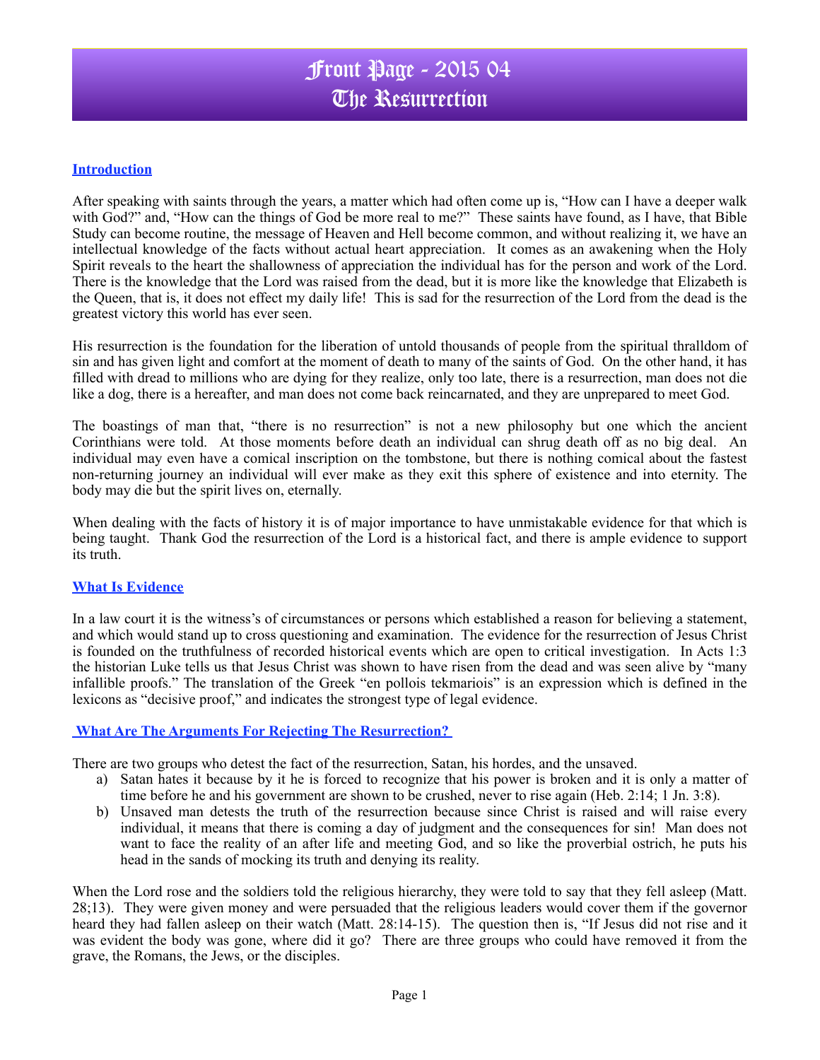# Front Page - 2015 04
# The Resurrection

## Introduction

After speaking with saints through the years, a matter which had often come up is, "How can I have a deeper walk with God?" and, "How can the things of God be more real to me?" These saints have found, as I have, that Bible Study can become routine, the message of Heaven and Hell become common, and without realizing it, we have an intellectual knowledge of the facts without actual heart appreciation. It comes as an awakening when the Holy Spirit reveals to the heart the shallowness of appreciation the individual has for the person and work of the Lord. There is the knowledge that the Lord was raised from the dead, but it is more like the knowledge that Elizabeth is the Queen, that is, it does not effect my daily life! This is sad for the resurrection of the Lord from the dead is the greatest victory this world has ever seen.

His resurrection is the foundation for the liberation of untold thousands of people from the spiritual thralldom of sin and has given light and comfort at the moment of death to many of the saints of God. On the other hand, it has filled with dread to millions who are dying for they realize, only too late, there is a resurrection, man does not die like a dog, there is a hereafter, and man does not come back reincarnated, and they are unprepared to meet God.

The boastings of man that, "there is no resurrection" is not a new philosophy but one which the ancient Corinthians were told. At those moments before death an individual can shrug death off as no big deal. An individual may even have a comical inscription on the tombstone, but there is nothing comical about the fastest non-returning journey an individual will ever make as they exit this sphere of existence and into eternity. The body may die but the spirit lives on, eternally.

When dealing with the facts of history it is of major importance to have unmistakable evidence for that which is being taught. Thank God the resurrection of the Lord is a historical fact, and there is ample evidence to support its truth.

## What Is Evidence

In a law court it is the witness's of circumstances or persons which established a reason for believing a statement, and which would stand up to cross questioning and examination. The evidence for the resurrection of Jesus Christ is founded on the truthfulness of recorded historical events which are open to critical investigation. In Acts 1:3 the historian Luke tells us that Jesus Christ was shown to have risen from the dead and was seen alive by "many infallible proofs." The translation of the Greek "en pollois tekmariois" is an expression which is defined in the lexicons as "decisive proof," and indicates the strongest type of legal evidence.

## What Are The Arguments For Rejecting The Resurrection?

There are two groups who detest the fact of the resurrection, Satan, his hordes, and the unsaved.

a) Satan hates it because by it he is forced to recognize that his power is broken and it is only a matter of time before he and his government are shown to be crushed, never to rise again (Heb. 2:14; 1 Jn. 3:8).

b) Unsaved man detests the truth of the resurrection because since Christ is raised and will raise every individual, it means that there is coming a day of judgment and the consequences for sin! Man does not want to face the reality of an after life and meeting God, and so like the proverbial ostrich, he puts his head in the sands of mocking its truth and denying its reality.

When the Lord rose and the soldiers told the religious hierarchy, they were told to say that they fell asleep (Matt. 28;13). They were given money and were persuaded that the religious leaders would cover them if the governor heard they had fallen asleep on their watch (Matt. 28:14-15). The question then is, "If Jesus did not rise and it was evident the body was gone, where did it go? There are three groups who could have removed it from the grave, the Romans, the Jews, or the disciples.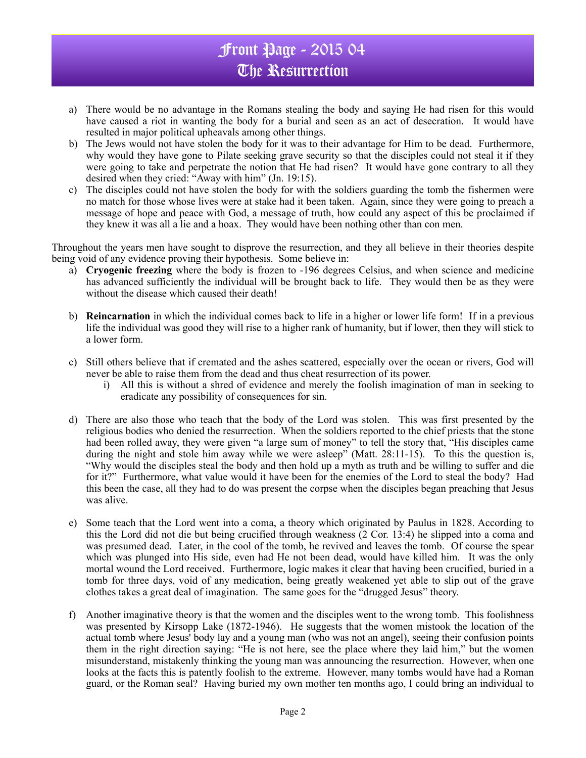a) There would be no advantage in the Romans stealing the body and saying He had risen for this would have caused a riot in wanting the body for a burial and seen as an act of desecration. It would have resulted in major political upheavals among other things.
b) The Jews would not have stolen the body for it was to their advantage for Him to be dead. Furthermore, why would they have gone to Pilate seeking grave security so that the disciples could not steal it if they were going to take and perpetrate the notion that He had risen? It would have gone contrary to all they desired when they cried: "Away with him" (Jn. 19:15).
c) The disciples could not have stolen the body for with the soldiers guarding the tomb the fishermen were no match for those whose lives were at stake had it been taken. Again, since they were going to preach a message of hope and peace with God, a message of truth, how could any aspect of this be proclaimed if they knew it was all a lie and a hoax. They would have been nothing other than con men.

Throughout the years men have sought to disprove the resurrection, and they all believe in their theories despite being void of any evidence proving their hypothesis. Some believe in:

a) **Cryogenic freezing** where the body is frozen to -196 degrees Celsius, and when science and medicine has advanced sufficiently the individual will be brought back to life. They would then be as they were without the disease which caused their death!

b) **Reincarnation** in which the individual comes back to life in a higher or lower life form! If in a previous life the individual was good they will rise to a higher rank of humanity, but if lower, then they will stick to a lower form.

c) Still others believe that if cremated and the ashes scattered, especially over the ocean or rivers, God will never be able to raise them from the dead and thus cheat resurrection of its power.
   i) All this is without a shred of evidence and merely the foolish imagination of man in seeking to eradicate any possibility of consequences for sin.

d) There are also those who teach that the body of the Lord was stolen. This was first presented by the religious bodies who denied the resurrection. When the soldiers reported to the chief priests that the stone had been rolled away, they were given "a large sum of money" to tell the story that, "His disciples came during the night and stole him away while we were asleep" (Matt. 28:11-15). To this the question is, "Why would the disciples steal the body and then hold up a myth as truth and be willing to suffer and die for it?" Furthermore, what value would it have been for the enemies of the Lord to steal the body? Had this been the case, all they had to do was present the corpse when the disciples began preaching that Jesus was alive.

e) Some teach that the Lord went into a coma, a theory which originated by Paulus in 1828. According to this the Lord did not die but being crucified through weakness (2 Cor. 13:4) he slipped into a coma and was presumed dead. Later, in the cool of the tomb, he revived and leaves the tomb. Of course the spear which was plunged into His side, even had He not been dead, would have killed him. It was the only mortal wound the Lord received. Furthermore, logic makes it clear that having been crucified, buried in a tomb for three days, void of any medication, being greatly weakened yet able to slip out of the grave clothes takes a great deal of imagination. The same goes for the "drugged Jesus" theory.

f) Another imaginative theory is that the women and the disciples went to the wrong tomb. This foolishness was presented by Kirsopp Lake (1872-1946). He suggests that the women mistook the location of the actual tomb where Jesus' body lay and a young man (who was not an angel), seeing their confusion points them in the right direction saying: "He is not here, see the place where they laid him," but the women misunderstand, mistakenly thinking the young man was announcing the resurrection. However, when one looks at the facts this is patently foolish to the extreme. However, many tombs would have had a Roman guard, or the Roman seal? Having buried my own mother ten months ago, I could bring an individual to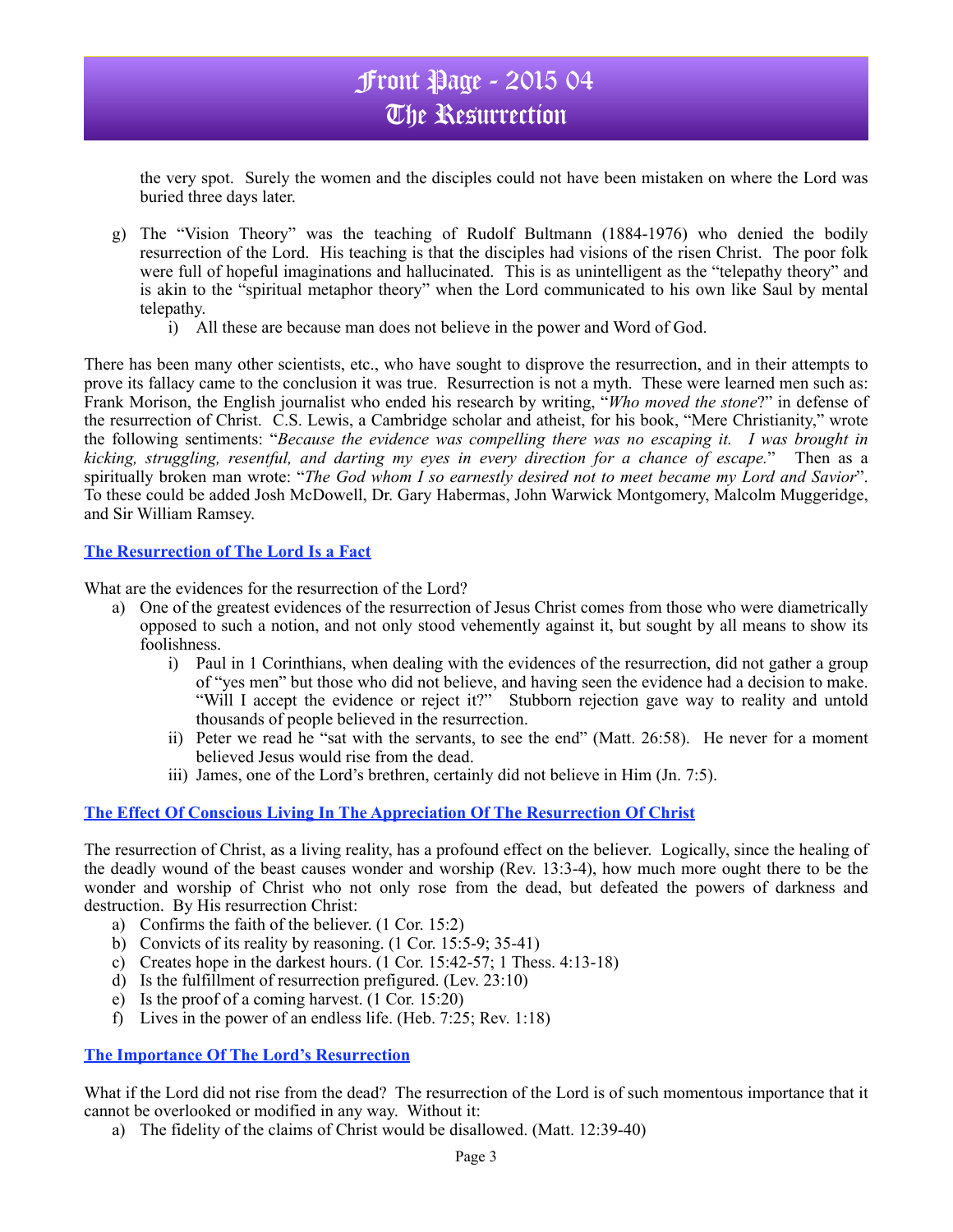the very spot. Surely the women and the disciples could not have been mistaken on where the Lord was buried three days later.

g) The "Vision Theory" was the teaching of Rudolf Bultmann (1884-1976) who denied the bodily resurrection of the Lord. His teaching is that the disciples had visions of the risen Christ. The poor folk were full of hopeful imaginations and hallucinated. This is as unintelligent as the "telepathy theory" and is akin to the "spiritual metaphor theory" when the Lord communicated to his own like Saul by mental telepathy.
    i) All these are because man does not believe in the power and Word of God.

There has been many other scientists, etc., who have sought to disprove the resurrection, and in their attempts to prove its fallacy came to the conclusion it was true. Resurrection is not a myth. These were learned men such as: Frank Morison, the English journalist who ended his research by writing, "*Who moved the stone*?" in defense of the resurrection of Christ. C.S. Lewis, a Cambridge scholar and atheist, for his book, "Mere Christianity," wrote the following sentiments: "*Because the evidence was compelling there was no escaping it. I was brought in kicking, struggling, resentful, and darting my eyes in every direction for a chance of escape.*" Then as a spiritually broken man wrote: "*The God whom I so earnestly desired not to meet became my Lord and Savior*". To these could be added Josh McDowell, Dr. Gary Habermas, John Warwick Montgomery, Malcolm Muggeridge, and Sir William Ramsey.

## The Resurrection of The Lord Is a Fact

What are the evidences for the resurrection of the Lord?

a) One of the greatest evidences of the resurrection of Jesus Christ comes from those who were diametrically opposed to such a notion, and not only stood vehemently against it, but sought by all means to show its foolishness.
    i) Paul in 1 Corinthians, when dealing with the evidences of the resurrection, did not gather a group of "yes men" but those who did not believe, and having seen the evidence had a decision to make. "Will I accept the evidence or reject it?" Stubborn rejection gave way to reality and untold thousands of people believed in the resurrection.
    ii) Peter we read he "sat with the servants, to see the end" (Matt. 26:58). He never for a moment believed Jesus would rise from the dead.
    iii) James, one of the Lord's brethren, certainly did not believe in Him (Jn. 7:5).

## The Effect Of Conscious Living In The Appreciation Of The Resurrection Of Christ

The resurrection of Christ, as a living reality, has a profound effect on the believer. Logically, since the healing of the deadly wound of the beast causes wonder and worship (Rev. 13:3-4), how much more ought there to be the wonder and worship of Christ who not only rose from the dead, but defeated the powers of darkness and destruction. By His resurrection Christ:

a) Confirms the faith of the believer. (1 Cor. 15:2)
b) Convicts of its reality by reasoning. (1 Cor. 15:5-9; 35-41)
c) Creates hope in the darkest hours. (1 Cor. 15:42-57; 1 Thess. 4:13-18)
d) Is the fulfillment of resurrection prefigured. (Lev. 23:10)
e) Is the proof of a coming harvest. (1 Cor. 15:20)
f) Lives in the power of an endless life. (Heb. 7:25; Rev. 1:18)

## The Importance Of The Lord's Resurrection

What if the Lord did not rise from the dead? The resurrection of the Lord is of such momentous importance that it cannot be overlooked or modified in any way. Without it:

a) The fidelity of the claims of Christ would be disallowed. (Matt. 12:39-40)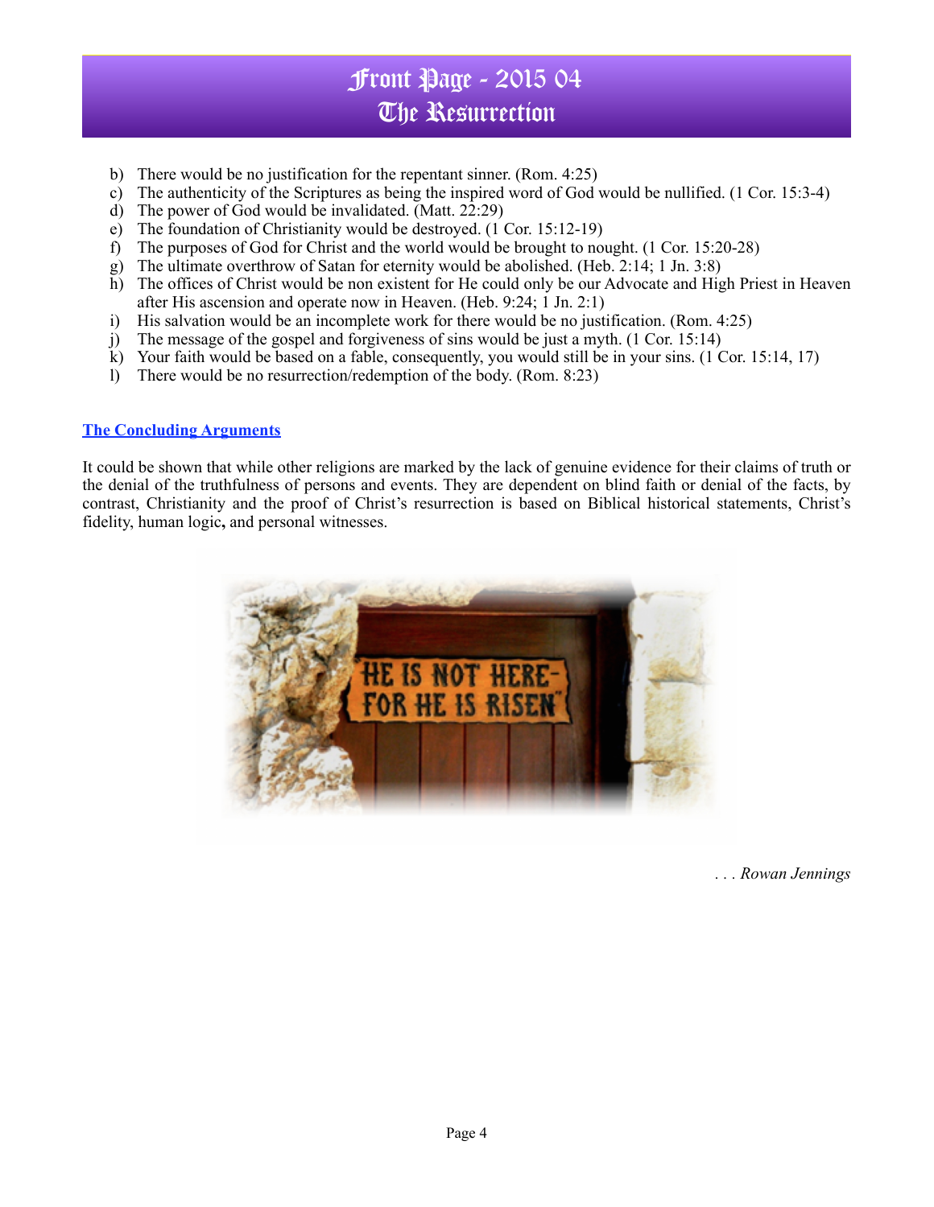b) There would be no justification for the repentant sinner. (Rom. 4:25)
c) The authenticity of the Scriptures as being the inspired word of God would be nullified. (1 Cor. 15:3-4)
d) The power of God would be invalidated. (Matt. 22:29)
e) The foundation of Christianity would be destroyed. (1 Cor. 15:12-19)
f) The purposes of God for Christ and the world would be brought to nought. (1 Cor. 15:20-28)
g) The ultimate overthrow of Satan for eternity would be abolished. (Heb. 2:14; 1 Jn. 3:8)
h) The offices of Christ would be non existent for He could only be our Advocate and High Priest in Heaven after His ascension and operate now in Heaven. (Heb. 9:24; 1 Jn. 2:1)
i) His salvation would be an incomplete work for there would be no justification. (Rom. 4:25)
j) The message of the gospel and forgiveness of sins would be just a myth. (1 Cor. 15:14)
k) Your faith would be based on a fable, consequently, you would still be in your sins. (1 Cor. 15:14, 17)
l) There would be no resurrection/redemption of the body. (Rom. 8:23)

## The Concluding Arguments

It could be shown that while other religions are marked by the lack of genuine evidence for their claims of truth or the denial of the truthfulness of persons and events. They are dependent on blind faith or denial of the facts, by contrast, Christianity and the proof of Christ's resurrection is based on Biblical historical statements, Christ's fidelity, human logic**,** and personal witnesses.

*. . . Rowan Jennings*